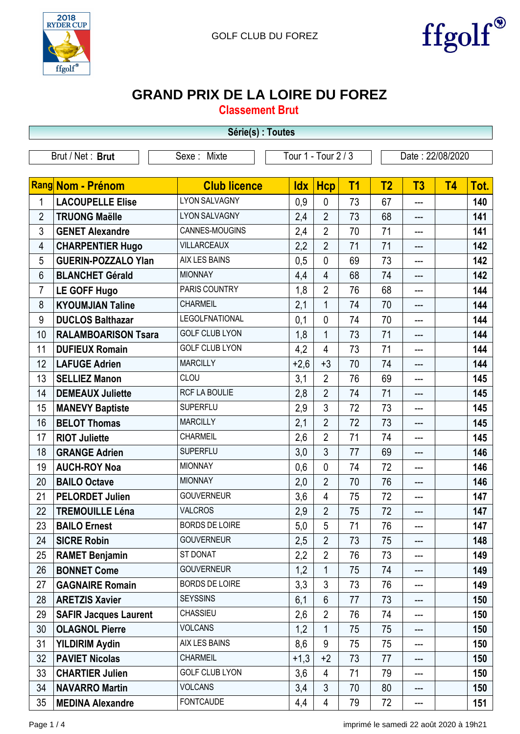GOLF CLUB DU FOREZ

# GRAND PRIX DE LA LOIRE DU FOREZ

## Classement Brut

**Série(s) : Toutes**

Brut / Net : **Brut** | Sexe : Mixte | Tour 1 - Tour 2 / 3 | Date : 22/08/2020

| Rang | Nom - Prénom | Club licence | Idx | Hcp | T1 | T2 | T3 | T4 | Tot. |
|---|---|---|---|---|---|---|---|---|---|
| 1 | **LACOUPELLE Elise** | LYON SALVAGNY | 0,9 | 0 | 73 | 67 | --- | | **140** |
| 2 | **TRUONG Maëlle** | LYON SALVAGNY | 2,4 | 2 | 73 | 68 | --- | | **141** |
| 3 | **GENET Alexandre** | CANNES-MOUGINS | 2,4 | 2 | 70 | 71 | --- | | **141** |
| 4 | **CHARPENTIER Hugo** | VILLARCEAUX | 2,2 | 2 | 71 | 71 | --- | | **142** |
| 5 | **GUERIN-POZZALO Ylan** | AIX LES BAINS | 0,5 | 0 | 69 | 73 | --- | | **142** |
| 6 | **BLANCHET Gérald** | MIONNAY | 4,4 | 4 | 68 | 74 | --- | | **142** |
| 7 | **LE GOFF Hugo** | PARIS COUNTRY | 1,8 | 2 | 76 | 68 | --- | | **144** |
| 8 | **KYOUMJIAN Taline** | CHARMEIL | 2,1 | 1 | 74 | 70 | --- | | **144** |
| 9 | **DUCLOS Balthazar** | LEGOLFNATIONAL | 0,1 | 0 | 74 | 70 | --- | | **144** |
| 10 | **RALAMBOARISON Tsara** | GOLF CLUB LYON | 1,8 | 1 | 73 | 71 | --- | | **144** |
| 11 | **DUFIEUX Romain** | GOLF CLUB LYON | 4,2 | 4 | 73 | 71 | --- | | **144** |
| 12 | **LAFUGE Adrien** | MARCILLY | +2,6 | +3 | 70 | 74 | --- | | **144** |
| 13 | **SELLIEZ Manon** | CLOU | 3,1 | 2 | 76 | 69 | --- | | **145** |
| 14 | **DEMEAUX Juliette** | RCF LA BOULIE | 2,8 | 2 | 74 | 71 | --- | | **145** |
| 15 | **MANEVY Baptiste** | SUPERFLU | 2,9 | 3 | 72 | 73 | --- | | **145** |
| 16 | **BELOT Thomas** | MARCILLY | 2,1 | 2 | 72 | 73 | --- | | **145** |
| 17 | **RIOT Juliette** | CHARMEIL | 2,6 | 2 | 71 | 74 | --- | | **145** |
| 18 | **GRANGE Adrien** | SUPERFLU | 3,0 | 3 | 77 | 69 | --- | | **146** |
| 19 | **AUCH-ROY Noa** | MIONNAY | 0,6 | 0 | 74 | 72 | --- | | **146** |
| 20 | **BAILO Octave** | MIONNAY | 2,0 | 2 | 70 | 76 | --- | | **146** |
| 21 | **PELORDET Julien** | GOUVERNEUR | 3,6 | 4 | 75 | 72 | --- | | **147** |
| 22 | **TREMOUILLE Léna** | VALCROS | 2,9 | 2 | 75 | 72 | --- | | **147** |
| 23 | **BAILO Ernest** | BORDS DE LOIRE | 5,0 | 5 | 71 | 76 | --- | | **147** |
| 24 | **SICRE Robin** | GOUVERNEUR | 2,5 | 2 | 73 | 75 | --- | | **148** |
| 25 | **RAMET Benjamin** | ST DONAT | 2,2 | 2 | 76 | 73 | --- | | **149** |
| 26 | **BONNET Come** | GOUVERNEUR | 1,2 | 1 | 75 | 74 | --- | | **149** |
| 27 | **GAGNAIRE Romain** | BORDS DE LOIRE | 3,3 | 3 | 73 | 76 | --- | | **149** |
| 28 | **ARETZIS Xavier** | SEYSSINS | 6,1 | 6 | 77 | 73 | --- | | **150** |
| 29 | **SAFIR Jacques Laurent** | CHASSIEU | 2,6 | 2 | 76 | 74 | --- | | **150** |
| 30 | **OLAGNOL Pierre** | VOLCANS | 1,2 | 1 | 75 | 75 | --- | | **150** |
| 31 | **YILDIRIM Aydin** | AIX LES BAINS | 8,6 | 9 | 75 | 75 | --- | | **150** |
| 32 | **PAVIET Nicolas** | CHARMEIL | +1,3 | +2 | 73 | 77 | --- | | **150** |
| 33 | **CHARTIER Julien** | GOLF CLUB LYON | 3,6 | 4 | 71 | 79 | --- | | **150** |
| 34 | **NAVARRO Martin** | VOLCANS | 3,4 | 3 | 70 | 80 | --- | | **150** |
| 35 | **MEDINA Alexandre** | FONTCAUDE | 4,4 | 4 | 79 | 72 | --- | | **151** |

imprimé le samedi 22 août 2020 à 19h21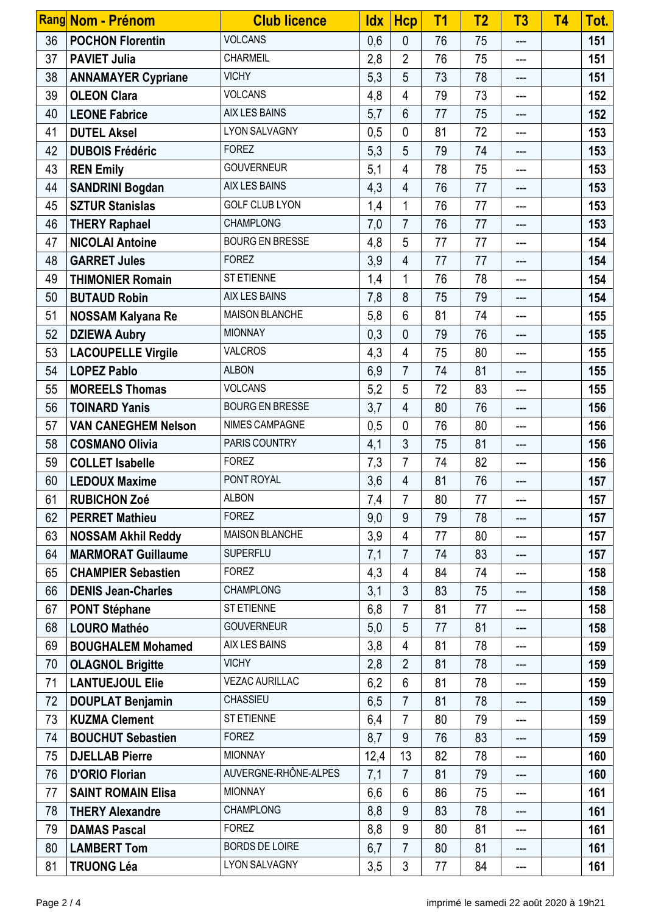| Rang | Nom - Prénom | Club licence | Idx | Hcp | T1 | T2 | T3 | T4 | Tot. |
|---|---|---|---|---|---|---|---|---|---|
| 36 | **POCHON Florentin** | VOLCANS | 0,6 | 0 | 76 | 75 | --- | | **151** |
| 37 | **PAVIET Julia** | CHARMEIL | 2,8 | 2 | 76 | 75 | --- | | **151** |
| 38 | **ANNAMAYER Cypriane** | VICHY | 5,3 | 5 | 73 | 78 | --- | | **151** |
| 39 | **OLEON Clara** | VOLCANS | 4,8 | 4 | 79 | 73 | --- | | **152** |
| 40 | **LEONE Fabrice** | AIX LES BAINS | 5,7 | 6 | 77 | 75 | --- | | **152** |
| 41 | **DUTEL Aksel** | LYON SALVAGNY | 0,5 | 0 | 81 | 72 | --- | | **153** |
| 42 | **DUBOIS Frédéric** | FOREZ | 5,3 | 5 | 79 | 74 | --- | | **153** |
| 43 | **REN Emily** | GOUVERNEUR | 5,1 | 4 | 78 | 75 | --- | | **153** |
| 44 | **SANDRINI Bogdan** | AIX LES BAINS | 4,3 | 4 | 76 | 77 | --- | | **153** |
| 45 | **SZTUR Stanislas** | GOLF CLUB LYON | 1,4 | 1 | 76 | 77 | --- | | **153** |
| 46 | **THERY Raphael** | CHAMPLONG | 7,0 | 7 | 76 | 77 | --- | | **153** |
| 47 | **NICOLAI Antoine** | BOURG EN BRESSE | 4,8 | 5 | 77 | 77 | --- | | **154** |
| 48 | **GARRET Jules** | FOREZ | 3,9 | 4 | 77 | 77 | --- | | **154** |
| 49 | **THIMONIER Romain** | ST ETIENNE | 1,4 | 1 | 76 | 78 | --- | | **154** |
| 50 | **BUTAUD Robin** | AIX LES BAINS | 7,8 | 8 | 75 | 79 | --- | | **154** |
| 51 | **NOSSAM Kalyana Re** | MAISON BLANCHE | 5,8 | 6 | 81 | 74 | --- | | **155** |
| 52 | **DZIEWA Aubry** | MIONNAY | 0,3 | 0 | 79 | 76 | --- | | **155** |
| 53 | **LACOUPELLE Virgile** | VALCROS | 4,3 | 4 | 75 | 80 | --- | | **155** |
| 54 | **LOPEZ Pablo** | ALBON | 6,9 | 7 | 74 | 81 | --- | | **155** |
| 55 | **MOREELS Thomas** | VOLCANS | 5,2 | 5 | 72 | 83 | --- | | **155** |
| 56 | **TOINARD Yanis** | BOURG EN BRESSE | 3,7 | 4 | 80 | 76 | --- | | **156** |
| 57 | **VAN CANEGHEM Nelson** | NIMES CAMPAGNE | 0,5 | 0 | 76 | 80 | --- | | **156** |
| 58 | **COSMANO Olivia** | PARIS COUNTRY | 4,1 | 3 | 75 | 81 | --- | | **156** |
| 59 | **COLLET Isabelle** | FOREZ | 7,3 | 7 | 74 | 82 | --- | | **156** |
| 60 | **LEDOUX Maxime** | PONT ROYAL | 3,6 | 4 | 81 | 76 | --- | | **157** |
| 61 | **RUBICHON Zoé** | ALBON | 7,4 | 7 | 80 | 77 | --- | | **157** |
| 62 | **PERRET Mathieu** | FOREZ | 9,0 | 9 | 79 | 78 | --- | | **157** |
| 63 | **NOSSAM Akhil Reddy** | MAISON BLANCHE | 3,9 | 4 | 77 | 80 | --- | | **157** |
| 64 | **MARMORAT Guillaume** | SUPERFLU | 7,1 | 7 | 74 | 83 | --- | | **157** |
| 65 | **CHAMPIER Sebastien** | FOREZ | 4,3 | 4 | 84 | 74 | --- | | **158** |
| 66 | **DENIS Jean-Charles** | CHAMPLONG | 3,1 | 3 | 83 | 75 | --- | | **158** |
| 67 | **PONT Stéphane** | ST ETIENNE | 6,8 | 7 | 81 | 77 | --- | | **158** |
| 68 | **LOURO Mathéo** | GOUVERNEUR | 5,0 | 5 | 77 | 81 | --- | | **158** |
| 69 | **BOUGHALEM Mohamed** | AIX LES BAINS | 3,8 | 4 | 81 | 78 | --- | | **159** |
| 70 | **OLAGNOL Brigitte** | VICHY | 2,8 | 2 | 81 | 78 | --- | | **159** |
| 71 | **LANTUEJOUL Elie** | VEZAC AURILLAC | 6,2 | 6 | 81 | 78 | --- | | **159** |
| 72 | **DOUPLAT Benjamin** | CHASSIEU | 6,5 | 7 | 81 | 78 | --- | | **159** |
| 73 | **KUZMA Clement** | ST ETIENNE | 6,4 | 7 | 80 | 79 | --- | | **159** |
| 74 | **BOUCHUT Sebastien** | FOREZ | 8,7 | 9 | 76 | 83 | --- | | **159** |
| 75 | **DJELLAB Pierre** | MIONNAY | 12,4 | 13 | 82 | 78 | --- | | **160** |
| 76 | **D'ORIO Florian** | AUVERGNE-RHÔNE-ALPES | 7,1 | 7 | 81 | 79 | --- | | **160** |
| 77 | **SAINT ROMAIN Elisa** | MIONNAY | 6,6 | 6 | 86 | 75 | --- | | **161** |
| 78 | **THERY Alexandre** | CHAMPLONG | 8,8 | 9 | 83 | 78 | --- | | **161** |
| 79 | **DAMAS Pascal** | FOREZ | 8,8 | 9 | 80 | 81 | --- | | **161** |
| 80 | **LAMBERT Tom** | BORDS DE LOIRE | 6,7 | 7 | 80 | 81 | --- | | **161** |
| 81 | **TRUONG Léa** | LYON SALVAGNY | 3,5 | 3 | 77 | 84 | --- | | **161** |

imprimé le samedi 22 août 2020 à 19h21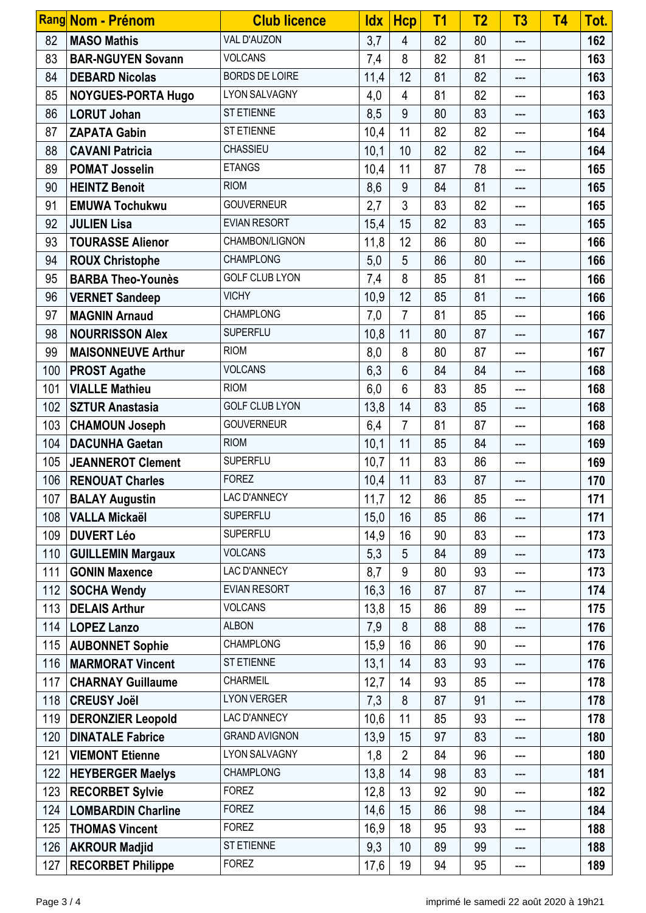| Rang | Nom - Prénom | Club licence | Idx | Hcp | T1 | T2 | T3 | T4 | Tot. |
|---|---|---|---|---|---|---|---|---|---|
| 82 | **MASO Mathis** | VAL D'AUZON | 3,7 | 4 | 82 | 80 | --- | | **162** |
| 83 | **BAR-NGUYEN Sovann** | VOLCANS | 7,4 | 8 | 82 | 81 | --- | | **163** |
| 84 | **DEBARD Nicolas** | BORDS DE LOIRE | 11,4 | 12 | 81 | 82 | --- | | **163** |
| 85 | **NOYGUES-PORTA Hugo** | LYON SALVAGNY | 4,0 | 4 | 81 | 82 | --- | | **163** |
| 86 | **LORUT Johan** | ST ETIENNE | 8,5 | 9 | 80 | 83 | --- | | **163** |
| 87 | **ZAPATA Gabin** | ST ETIENNE | 10,4 | 11 | 82 | 82 | --- | | **164** |
| 88 | **CAVANI Patricia** | CHASSIEU | 10,1 | 10 | 82 | 82 | --- | | **164** |
| 89 | **POMAT Josselin** | ETANGS | 10,4 | 11 | 87 | 78 | --- | | **165** |
| 90 | **HEINTZ Benoit** | RIOM | 8,6 | 9 | 84 | 81 | --- | | **165** |
| 91 | **EMUWA Tochukwu** | GOUVERNEUR | 2,7 | 3 | 83 | 82 | --- | | **165** |
| 92 | **JULIEN Lisa** | EVIAN RESORT | 15,4 | 15 | 82 | 83 | --- | | **165** |
| 93 | **TOURASSE Alienor** | CHAMBON/LIGNON | 11,8 | 12 | 86 | 80 | --- | | **166** |
| 94 | **ROUX Christophe** | CHAMPLONG | 5,0 | 5 | 86 | 80 | --- | | **166** |
| 95 | **BARBA Theo-Younès** | GOLF CLUB LYON | 7,4 | 8 | 85 | 81 | --- | | **166** |
| 96 | **VERNET Sandeep** | VICHY | 10,9 | 12 | 85 | 81 | --- | | **166** |
| 97 | **MAGNIN Arnaud** | CHAMPLONG | 7,0 | 7 | 81 | 85 | --- | | **166** |
| 98 | **NOURRISSON Alex** | SUPERFLU | 10,8 | 11 | 80 | 87 | --- | | **167** |
| 99 | **MAISONNEUVE Arthur** | RIOM | 8,0 | 8 | 80 | 87 | --- | | **167** |
| 100 | **PROST Agathe** | VOLCANS | 6,3 | 6 | 84 | 84 | --- | | **168** |
| 101 | **VIALLE Mathieu** | RIOM | 6,0 | 6 | 83 | 85 | --- | | **168** |
| 102 | **SZTUR Anastasia** | GOLF CLUB LYON | 13,8 | 14 | 83 | 85 | --- | | **168** |
| 103 | **CHAMOUN Joseph** | GOUVERNEUR | 6,4 | 7 | 81 | 87 | --- | | **168** |
| 104 | **DACUNHA Gaetan** | RIOM | 10,1 | 11 | 85 | 84 | --- | | **169** |
| 105 | **JEANNEROT Clement** | SUPERFLU | 10,7 | 11 | 83 | 86 | --- | | **169** |
| 106 | **RENOUAT Charles** | FOREZ | 10,4 | 11 | 83 | 87 | --- | | **170** |
| 107 | **BALAY Augustin** | LAC D'ANNECY | 11,7 | 12 | 86 | 85 | --- | | **171** |
| 108 | **VALLA Mickaël** | SUPERFLU | 15,0 | 16 | 85 | 86 | --- | | **171** |
| 109 | **DUVERT Léo** | SUPERFLU | 14,9 | 16 | 90 | 83 | --- | | **173** |
| 110 | **GUILLEMIN Margaux** | VOLCANS | 5,3 | 5 | 84 | 89 | --- | | **173** |
| 111 | **GONIN Maxence** | LAC D'ANNECY | 8,7 | 9 | 80 | 93 | --- | | **173** |
| 112 | **SOCHA Wendy** | EVIAN RESORT | 16,3 | 16 | 87 | 87 | --- | | **174** |
| 113 | **DELAIS Arthur** | VOLCANS | 13,8 | 15 | 86 | 89 | --- | | **175** |
| 114 | **LOPEZ Lanzo** | ALBON | 7,9 | 8 | 88 | 88 | --- | | **176** |
| 115 | **AUBONNET Sophie** | CHAMPLONG | 15,9 | 16 | 86 | 90 | --- | | **176** |
| 116 | **MARMORAT Vincent** | ST ETIENNE | 13,1 | 14 | 83 | 93 | --- | | **176** |
| 117 | **CHARNAY Guillaume** | CHARMEIL | 12,7 | 14 | 93 | 85 | --- | | **178** |
| 118 | **CREUSY Joël** | LYON VERGER | 7,3 | 8 | 87 | 91 | --- | | **178** |
| 119 | **DERONZIER Leopold** | LAC D'ANNECY | 10,6 | 11 | 85 | 93 | --- | | **178** |
| 120 | **DINATALE Fabrice** | GRAND AVIGNON | 13,9 | 15 | 97 | 83 | --- | | **180** |
| 121 | **VIEMONT Etienne** | LYON SALVAGNY | 1,8 | 2 | 84 | 96 | --- | | **180** |
| 122 | **HEYBERGER Maelys** | CHAMPLONG | 13,8 | 14 | 98 | 83 | --- | | **181** |
| 123 | **RECORBET Sylvie** | FOREZ | 12,8 | 13 | 92 | 90 | --- | | **182** |
| 124 | **LOMBARDIN Charline** | FOREZ | 14,6 | 15 | 86 | 98 | --- | | **184** |
| 125 | **THOMAS Vincent** | FOREZ | 16,9 | 18 | 95 | 93 | --- | | **188** |
| 126 | **AKROUR Madjid** | ST ETIENNE | 9,3 | 10 | 89 | 99 | --- | | **188** |
| 127 | **RECORBET Philippe** | FOREZ | 17,6 | 19 | 94 | 95 | --- | | **189** |

imprimé le samedi 22 août 2020 à 19h21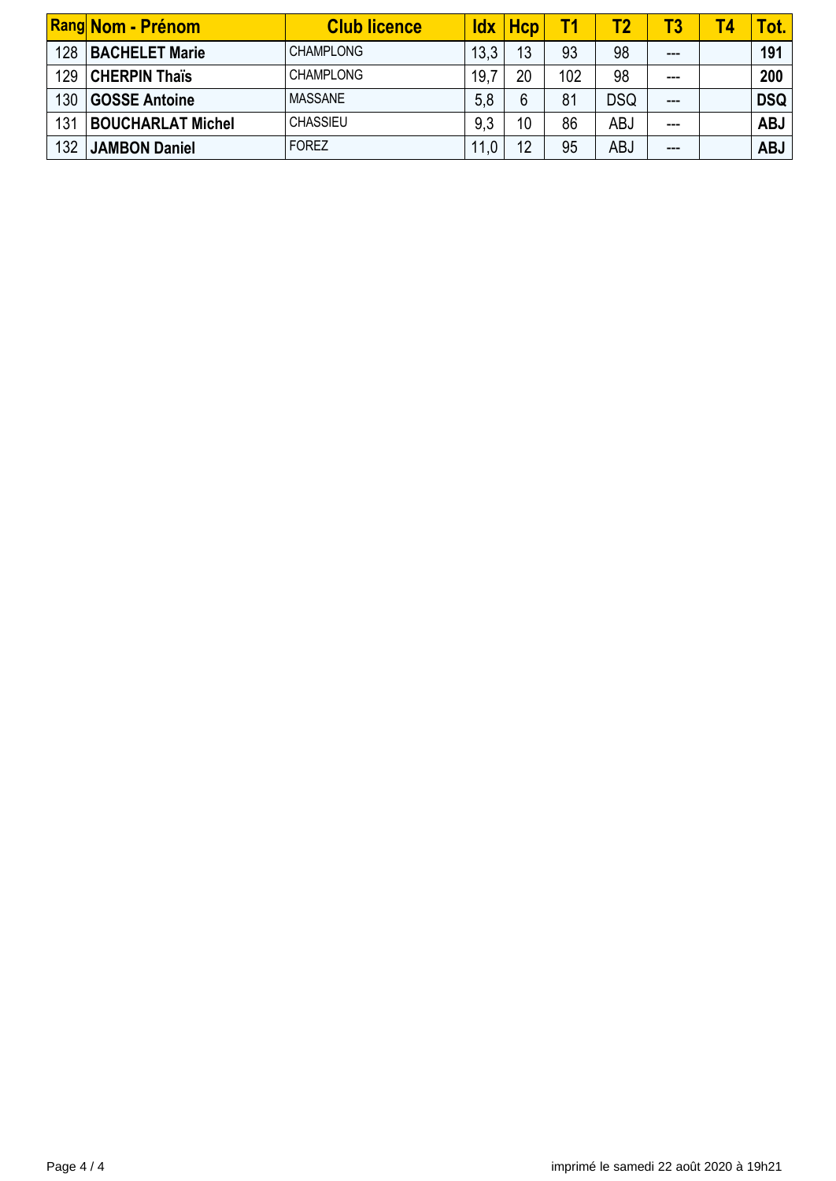| Rang | Nom - Prénom | Club licence | Idx | Hcp | T1 | T2 | T3 | T4 | Tot. |
|---|---|---|---|---|---|---|---|---|---|
| 128 | **BACHELET Marie** | CHAMPLONG | 13,3 | 13 | 93 | 98 | --- | | **191** |
| 129 | **CHERPIN Thaïs** | CHAMPLONG | 19,7 | 20 | 102 | 98 | --- | | **200** |
| 130 | **GOSSE Antoine** | MASSANE | 5,8 | 6 | 81 | DSQ | --- | | **DSQ** |
| 131 | **BOUCHARLAT Michel** | CHASSIEU | 9,3 | 10 | 86 | ABJ | --- | | **ABJ** |
| 132 | **JAMBON Daniel** | FOREZ | 11,0 | 12 | 95 | ABJ | --- | | **ABJ** |

imprimé le samedi 22 août 2020 à 19h21